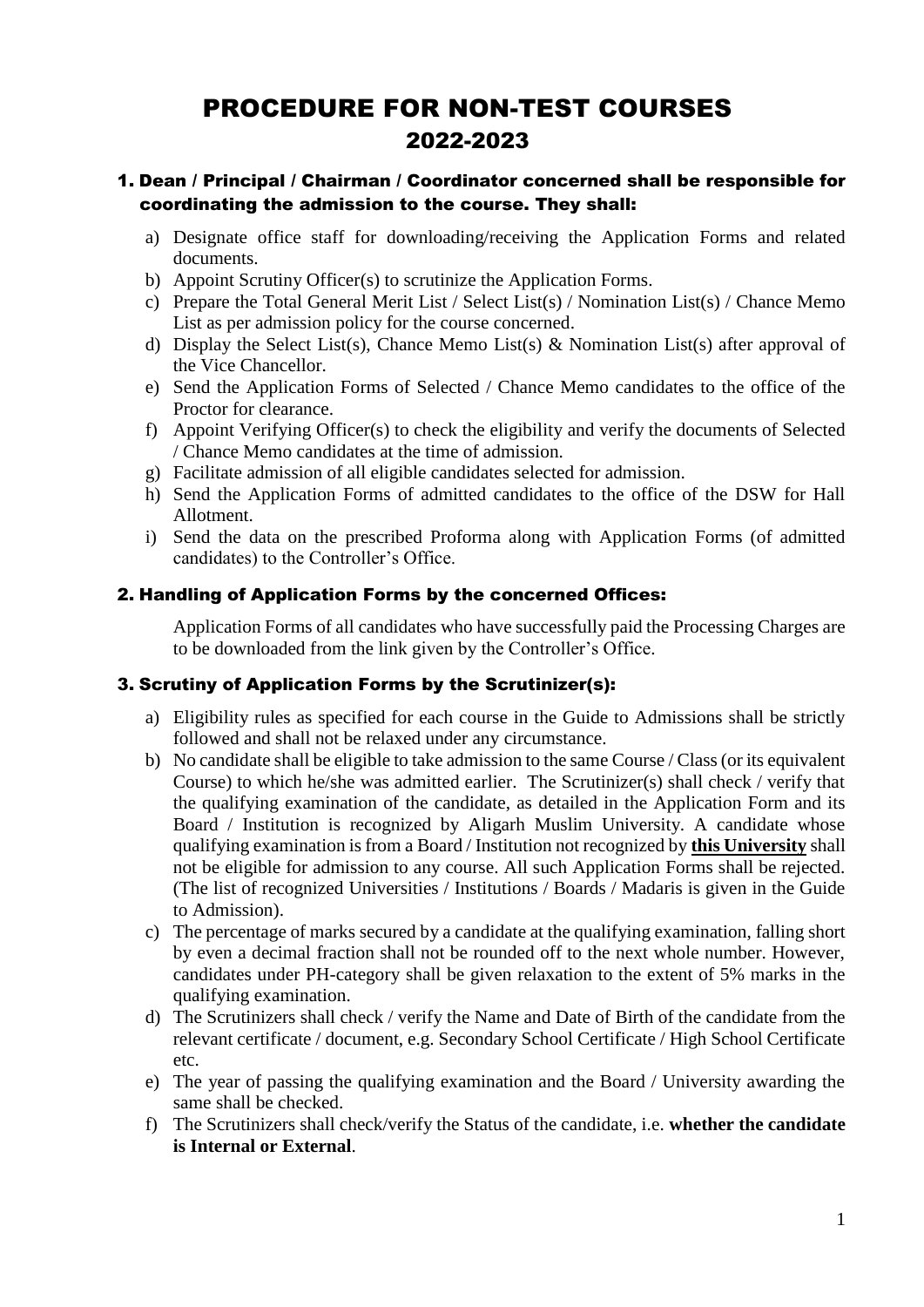# PROCEDURE FOR NON-TEST COURSES 2022-2023

## 1. Dean / Principal / Chairman / Coordinator concerned shall be responsible for coordinating the admission to the course. They shall:

a) Designate office staff for downloading/receiving the Application Forms and related documents.

b) Appoint Scrutiny Officer(s) to scrutinize the Application Forms.

c) Prepare the Total General Merit List / Select List(s) / Nomination List(s) / Chance Memo List as per admission policy for the course concerned.

d) Display the Select List(s), Chance Memo List(s) & Nomination List(s) after approval of the Vice Chancellor.

e) Send the Application Forms of Selected / Chance Memo candidates to the office of the Proctor for clearance.

f) Appoint Verifying Officer(s) to check the eligibility and verify the documents of Selected / Chance Memo candidates at the time of admission.

g) Facilitate admission of all eligible candidates selected for admission.

h) Send the Application Forms of admitted candidates to the office of the DSW for Hall Allotment.

i) Send the data on the prescribed Proforma along with Application Forms (of admitted candidates) to the Controller's Office.

## 2. Handling of Application Forms by the concerned Offices:

Application Forms of all candidates who have successfully paid the Processing Charges are to be downloaded from the link given by the Controller's Office.

## 3. Scrutiny of Application Forms by the Scrutinizer(s):

a) Eligibility rules as specified for each course in the Guide to Admissions shall be strictly followed and shall not be relaxed under any circumstance.

b) No candidate shall be eligible to take admission to the same Course / Class (or its equivalent Course) to which he/she was admitted earlier. The Scrutinizer(s) shall check / verify that the qualifying examination of the candidate, as detailed in the Application Form and its Board / Institution is recognized by Aligarh Muslim University. A candidate whose qualifying examination is from a Board / Institution not recognized by **this University** shall not be eligible for admission to any course. All such Application Forms shall be rejected. (The list of recognized Universities / Institutions / Boards / Madaris is given in the Guide to Admission).

c) The percentage of marks secured by a candidate at the qualifying examination, falling short by even a decimal fraction shall not be rounded off to the next whole number. However, candidates under PH-category shall be given relaxation to the extent of 5% marks in the qualifying examination.

d) The Scrutinizers shall check / verify the Name and Date of Birth of the candidate from the relevant certificate / document, e.g. Secondary School Certificate / High School Certificate etc.

e) The year of passing the qualifying examination and the Board / University awarding the same shall be checked.

f) The Scrutinizers shall check/verify the Status of the candidate, i.e. **whether the candidate is Internal or External**.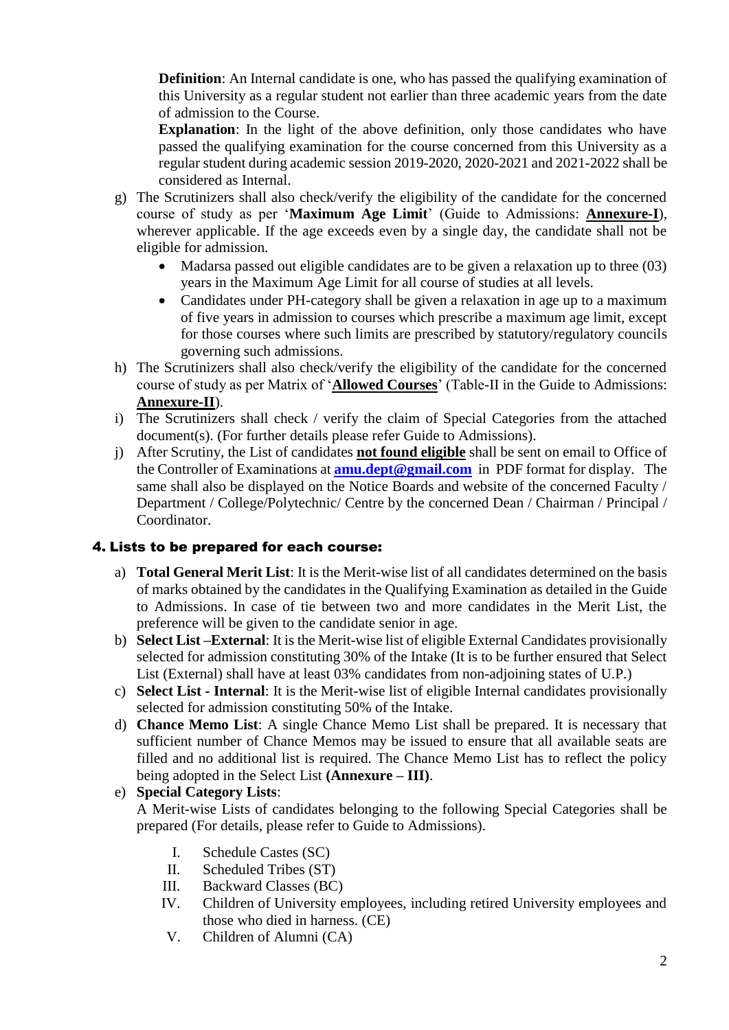**Definition**: An Internal candidate is one, who has passed the qualifying examination of this University as a regular student not earlier than three academic years from the date of admission to the Course.

**Explanation**: In the light of the above definition, only those candidates who have passed the qualifying examination for the course concerned from this University as a regular student during academic session 2019-2020, 2020-2021 and 2021-2022 shall be considered as Internal.

g) The Scrutinizers shall also check/verify the eligibility of the candidate for the concerned course of study as per '**Maximum Age Limit**' (Guide to Admissions: **Annexure-I**), wherever applicable. If the age exceeds even by a single day, the candidate shall not be eligible for admission.
   - Madarsa passed out eligible candidates are to be given a relaxation up to three (03) years in the Maximum Age Limit for all course of studies at all levels.
   - Candidates under PH-category shall be given a relaxation in age up to a maximum of five years in admission to courses which prescribe a maximum age limit, except for those courses where such limits are prescribed by statutory/regulatory councils governing such admissions.

h) The Scrutinizers shall also check/verify the eligibility of the candidate for the concerned course of study as per Matrix of '**Allowed Courses**' (Table-II in the Guide to Admissions: **Annexure-II**).

i) The Scrutinizers shall check / verify the claim of Special Categories from the attached document(s). (For further details please refer Guide to Admissions).

j) After Scrutiny, the List of candidates **not found eligible** shall be sent on email to Office of the Controller of Examinations at **amu.dept@gmail.com** in PDF format for display. The same shall also be displayed on the Notice Boards and website of the concerned Faculty / Department / College/Polytechnic/ Centre by the concerned Dean / Chairman / Principal / Coordinator.

## 4. Lists to be prepared for each course:

a) **Total General Merit List**: It is the Merit-wise list of all candidates determined on the basis of marks obtained by the candidates in the Qualifying Examination as detailed in the Guide to Admissions. In case of tie between two and more candidates in the Merit List, the preference will be given to the candidate senior in age.

b) **Select List –External**: It is the Merit-wise list of eligible External Candidates provisionally selected for admission constituting 30% of the Intake (It is to be further ensured that Select List (External) shall have at least 03% candidates from non-adjoining states of U.P.)

c) **Select List - Internal**: It is the Merit-wise list of eligible Internal candidates provisionally selected for admission constituting 50% of the Intake.

d) **Chance Memo List**: A single Chance Memo List shall be prepared. It is necessary that sufficient number of Chance Memos may be issued to ensure that all available seats are filled and no additional list is required. The Chance Memo List has to reflect the policy being adopted in the Select List **(Annexure – III)**.

e) **Special Category Lists**:
   A Merit-wise Lists of candidates belonging to the following Special Categories shall be prepared (For details, please refer to Guide to Admissions).

   I. Schedule Castes (SC)
   II. Scheduled Tribes (ST)
   III. Backward Classes (BC)
   IV. Children of University employees, including retired University employees and those who died in harness. (CE)
   V. Children of Alumni (CA)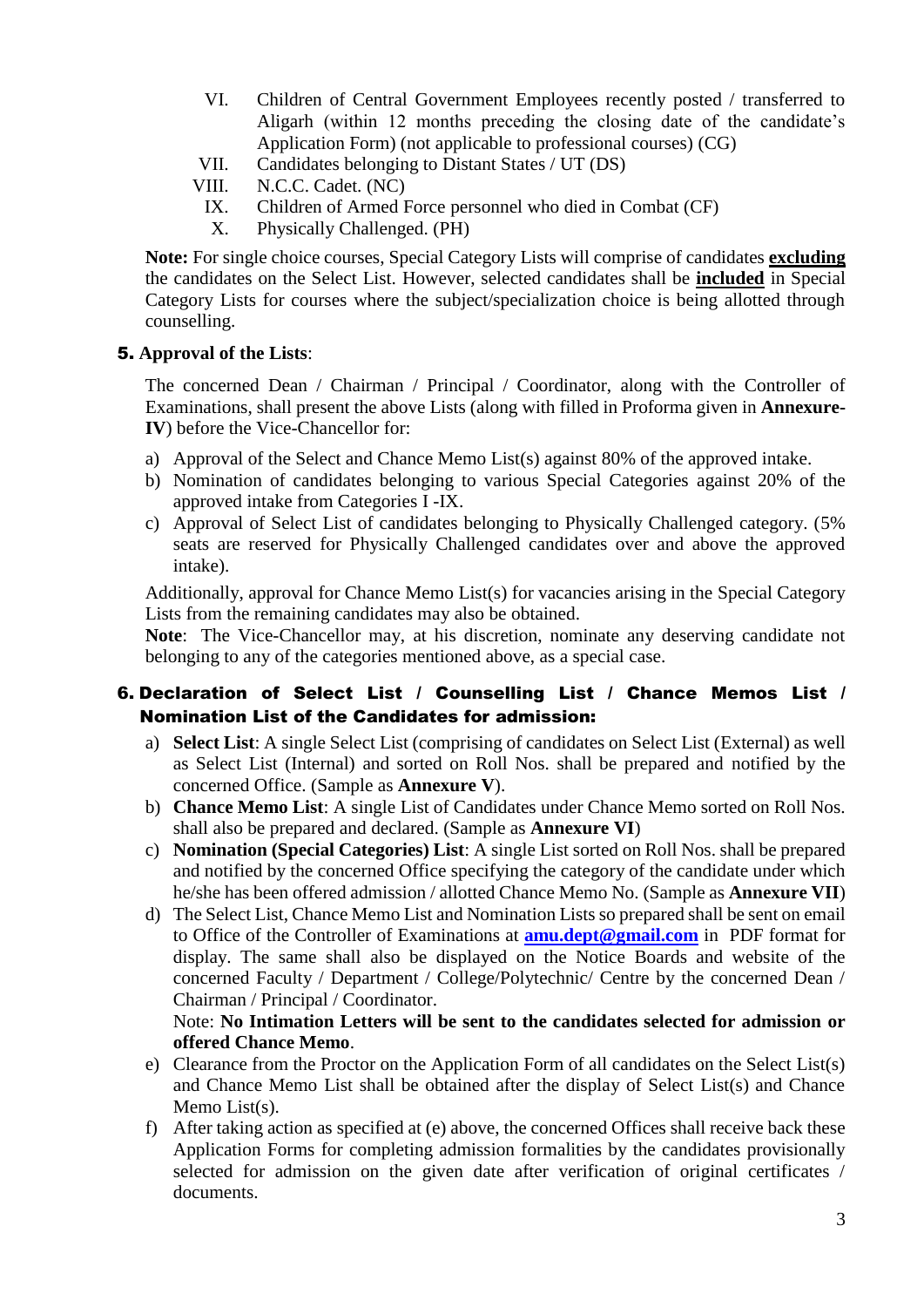VI. Children of Central Government Employees recently posted / transferred to Aligarh (within 12 months preceding the closing date of the candidate's Application Form) (not applicable to professional courses) (CG)

VII. Candidates belonging to Distant States / UT (DS)

VIII. N.C.C. Cadet. (NC)

IX. Children of Armed Force personnel who died in Combat (CF)

X. Physically Challenged. (PH)

**Note:** For single choice courses, Special Category Lists will comprise of candidates **excluding** the candidates on the Select List. However, selected candidates shall be **included** in Special Category Lists for courses where the subject/specialization choice is being allotted through counselling.

### 5. Approval of the Lists:

The concerned Dean / Chairman / Principal / Coordinator, along with the Controller of Examinations, shall present the above Lists (along with filled in Proforma given in **Annexure-IV**) before the Vice-Chancellor for:

a) Approval of the Select and Chance Memo List(s) against 80% of the approved intake.
b) Nomination of candidates belonging to various Special Categories against 20% of the approved intake from Categories I -IX.
c) Approval of Select List of candidates belonging to Physically Challenged category. (5% seats are reserved for Physically Challenged candidates over and above the approved intake).

Additionally, approval for Chance Memo List(s) for vacancies arising in the Special Category Lists from the remaining candidates may also be obtained.
**Note**: The Vice-Chancellor may, at his discretion, nominate any deserving candidate not belonging to any of the categories mentioned above, as a special case.

### 6. Declaration of Select List / Counselling List / Chance Memos List / Nomination List of the Candidates for admission:

a) **Select List**: A single Select List (comprising of candidates on Select List (External) as well as Select List (Internal) and sorted on Roll Nos. shall be prepared and notified by the concerned Office. (Sample as **Annexure V**).
b) **Chance Memo List**: A single List of Candidates under Chance Memo sorted on Roll Nos. shall also be prepared and declared. (Sample as **Annexure VI**)
c) **Nomination (Special Categories) List**: A single List sorted on Roll Nos. shall be prepared and notified by the concerned Office specifying the category of the candidate under which he/she has been offered admission / allotted Chance Memo No. (Sample as **Annexure VII**)
d) The Select List, Chance Memo List and Nomination Lists so prepared shall be sent on email to Office of the Controller of Examinations at **amu.dept@gmail.com** in PDF format for display. The same shall also be displayed on the Notice Boards and website of the concerned Faculty / Department / College/Polytechnic/ Centre by the concerned Dean / Chairman / Principal / Coordinator.
   Note: **No Intimation Letters will be sent to the candidates selected for admission or offered Chance Memo**.
e) Clearance from the Proctor on the Application Form of all candidates on the Select List(s) and Chance Memo List shall be obtained after the display of Select List(s) and Chance Memo List(s).
f) After taking action as specified at (e) above, the concerned Offices shall receive back these Application Forms for completing admission formalities by the candidates provisionally selected for admission on the given date after verification of original certificates / documents.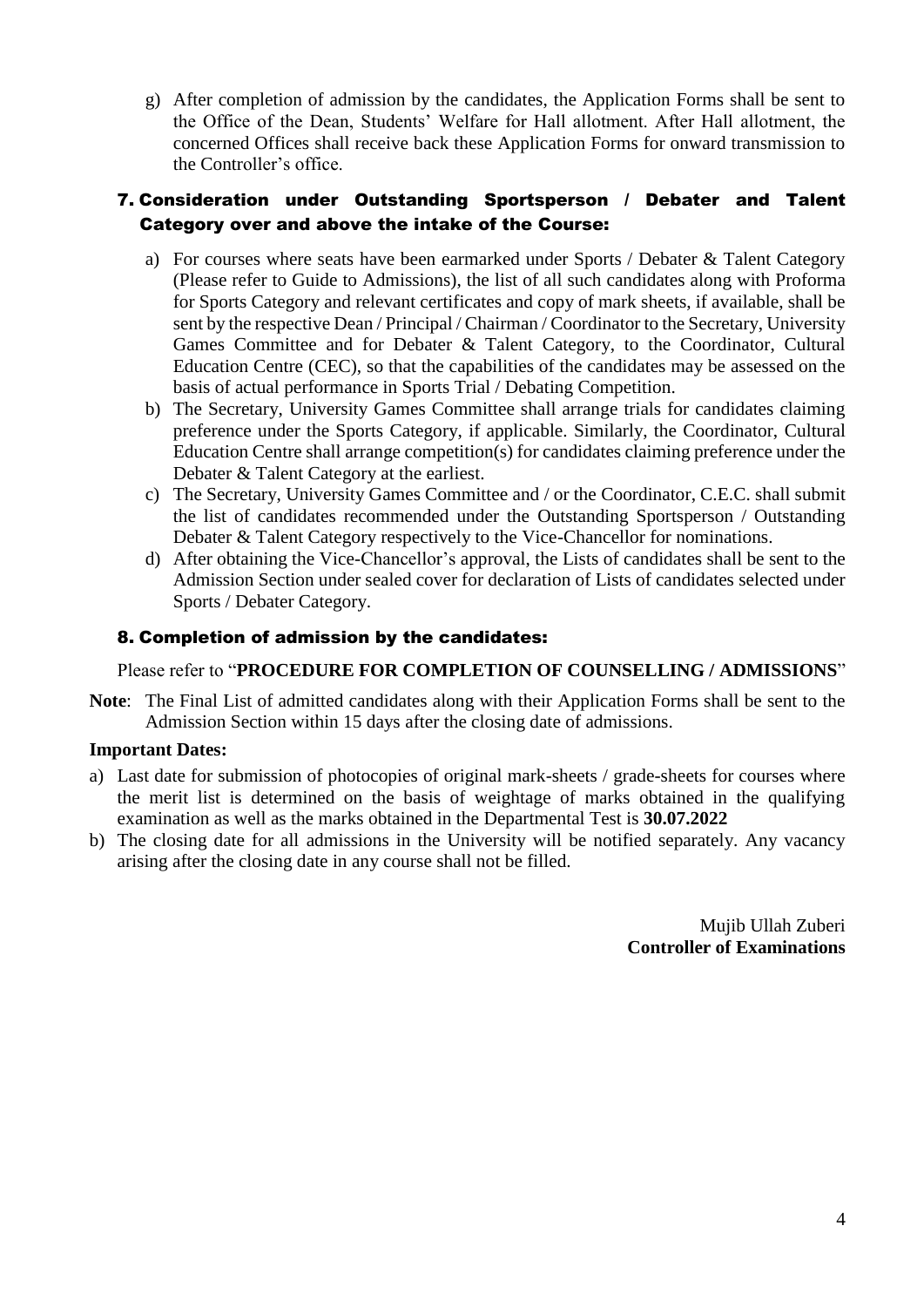g) After completion of admission by the candidates, the Application Forms shall be sent to the Office of the Dean, Students' Welfare for Hall allotment. After Hall allotment, the concerned Offices shall receive back these Application Forms for onward transmission to the Controller's office.

## 7. Consideration under Outstanding Sportsperson / Debater and Talent Category over and above the intake of the Course:

a) For courses where seats have been earmarked under Sports / Debater & Talent Category (Please refer to Guide to Admissions), the list of all such candidates along with Proforma for Sports Category and relevant certificates and copy of mark sheets, if available, shall be sent by the respective Dean / Principal / Chairman / Coordinator to the Secretary, University Games Committee and for Debater & Talent Category, to the Coordinator, Cultural Education Centre (CEC), so that the capabilities of the candidates may be assessed on the basis of actual performance in Sports Trial / Debating Competition.

b) The Secretary, University Games Committee shall arrange trials for candidates claiming preference under the Sports Category, if applicable. Similarly, the Coordinator, Cultural Education Centre shall arrange competition(s) for candidates claiming preference under the Debater & Talent Category at the earliest.

c) The Secretary, University Games Committee and / or the Coordinator, C.E.C. shall submit the list of candidates recommended under the Outstanding Sportsperson / Outstanding Debater & Talent Category respectively to the Vice-Chancellor for nominations.

d) After obtaining the Vice-Chancellor's approval, the Lists of candidates shall be sent to the Admission Section under sealed cover for declaration of Lists of candidates selected under Sports / Debater Category.

## 8. Completion of admission by the candidates:

Please refer to "**PROCEDURE FOR COMPLETION OF COUNSELLING / ADMISSIONS**"

**Note**: The Final List of admitted candidates along with their Application Forms shall be sent to the Admission Section within 15 days after the closing date of admissions.

**Important Dates:**

a) Last date for submission of photocopies of original mark-sheets / grade-sheets for courses where the merit list is determined on the basis of weightage of marks obtained in the qualifying examination as well as the marks obtained in the Departmental Test is **30.07.2022**

b) The closing date for all admissions in the University will be notified separately. Any vacancy arising after the closing date in any course shall not be filled.

Mujib Ullah Zuberi
**Controller of Examinations**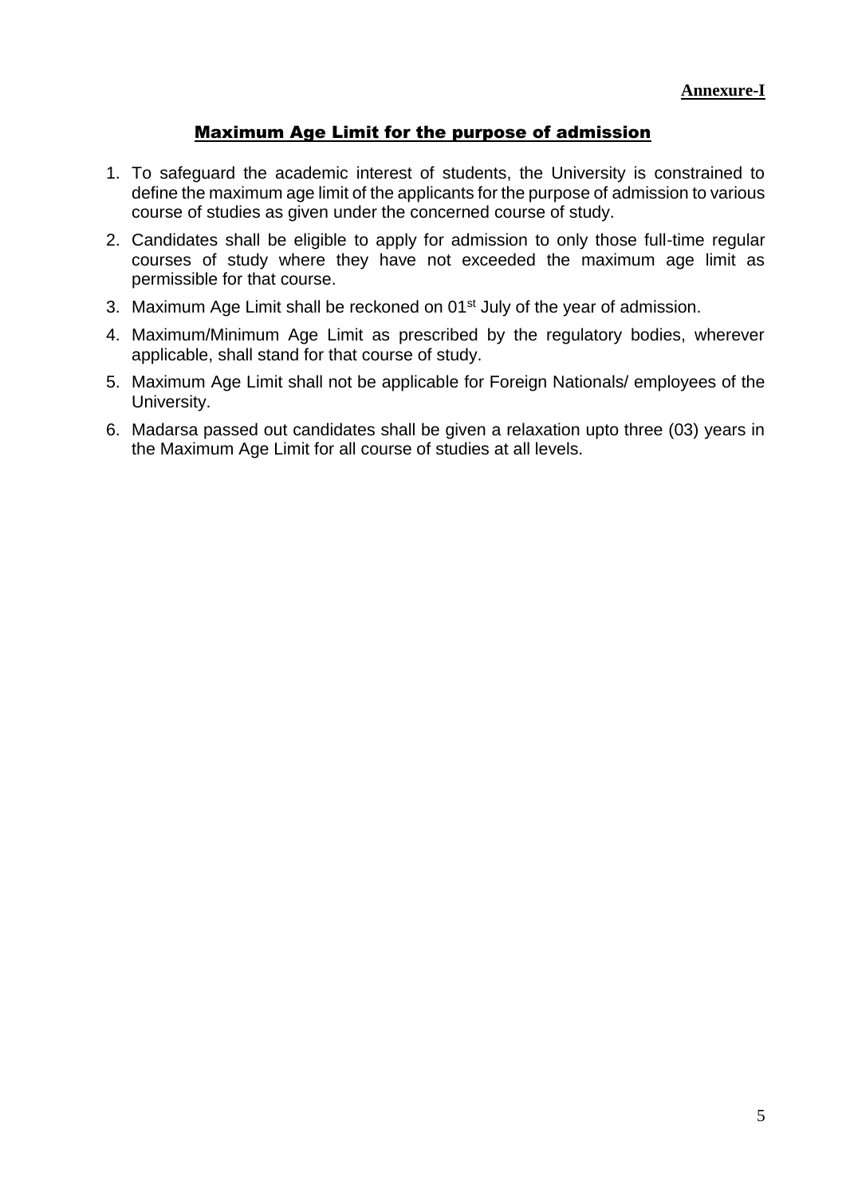**Annexure-I**

## Maximum Age Limit for the purpose of admission

1. To safeguard the academic interest of students, the University is constrained to define the maximum age limit of the applicants for the purpose of admission to various course of studies as given under the concerned course of study.
2. Candidates shall be eligible to apply for admission to only those full-time regular courses of study where they have not exceeded the maximum age limit as permissible for that course.
3. Maximum Age Limit shall be reckoned on 01st July of the year of admission.
4. Maximum/Minimum Age Limit as prescribed by the regulatory bodies, wherever applicable, shall stand for that course of study.
5. Maximum Age Limit shall not be applicable for Foreign Nationals/ employees of the University.
6. Madarsa passed out candidates shall be given a relaxation upto three (03) years in the Maximum Age Limit for all course of studies at all levels.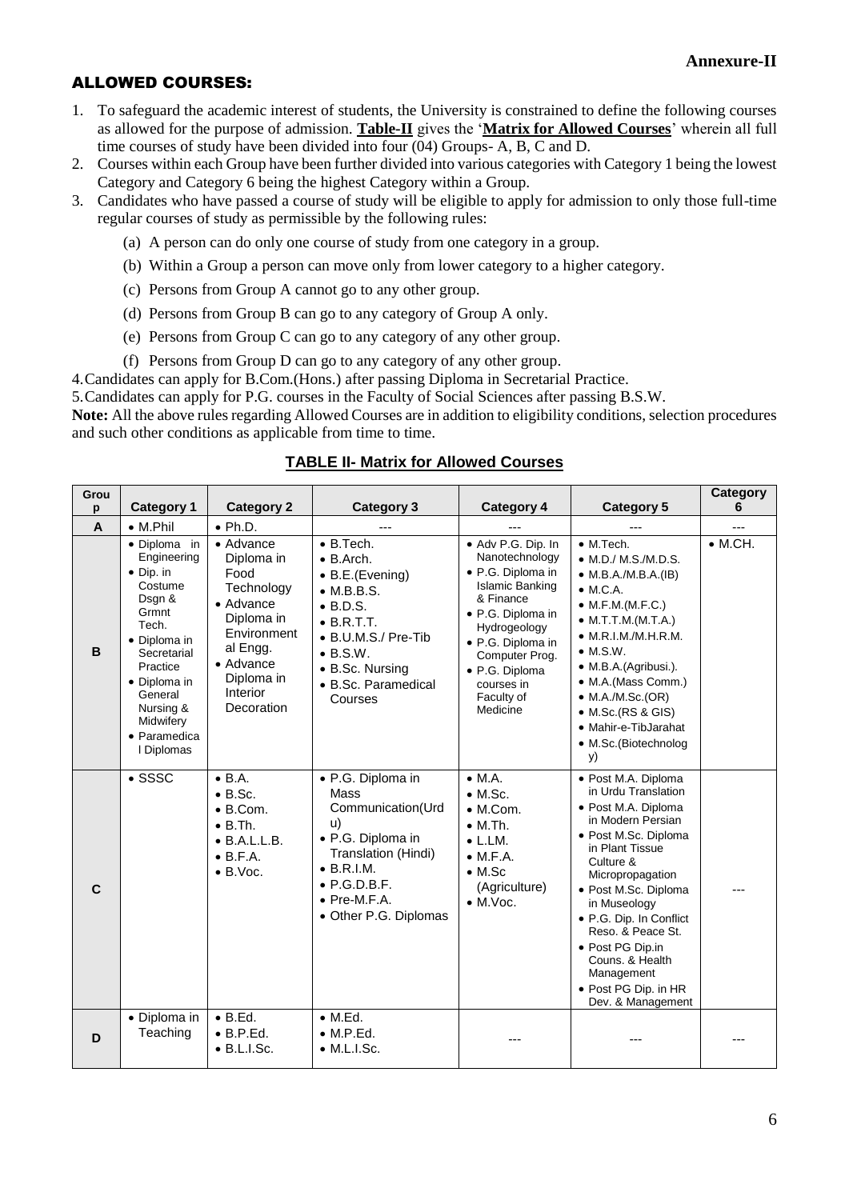**Annexure-II**

## ALLOWED COURSES:

1. To safeguard the academic interest of students, the University is constrained to define the following courses as allowed for the purpose of admission. **Table-II** gives the '**Matrix for Allowed Courses**' wherein all full time courses of study have been divided into four (04) Groups- A, B, C and D.
2. Courses within each Group have been further divided into various categories with Category 1 being the lowest Category and Category 6 being the highest Category within a Group.
3. Candidates who have passed a course of study will be eligible to apply for admission to only those full-time regular courses of study as permissible by the following rules:
   - (a) A person can do only one course of study from one category in a group.
   - (b) Within a Group a person can move only from lower category to a higher category.
   - (c) Persons from Group A cannot go to any other group.
   - (d) Persons from Group B can go to any category of Group A only.
   - (e) Persons from Group C can go to any category of any other group.
   - (f) Persons from Group D can go to any category of any other group.
4. Candidates can apply for B.Com.(Hons.) after passing Diploma in Secretarial Practice.
5. Candidates can apply for P.G. courses in the Faculty of Social Sciences after passing B.S.W.

**Note:** All the above rules regarding Allowed Courses are in addition to eligibility conditions, selection procedures and such other conditions as applicable from time to time.

### TABLE II- Matrix for Allowed Courses

| Group | Category 1 | Category 2 | Category 3 | Category 4 | Category 5 | Category 6 |
|---|---|---|---|---|---|---|
| A | • M.Phil | • Ph.D. | --- | --- | --- | --- |
| B | • Diploma in Engineering<br>• Dip. in Costume Dsgn & Grmnt Tech.<br>• Diploma in Secretarial Practice<br>• Diploma in General Nursing & Midwifery<br>• Paramedical Diplomas | • Advance Diploma in Food Technology<br>• Advance Diploma in Environmental Engg.<br>• Advance Diploma in Interior Decoration | • B.Tech.<br>• B.Arch.<br>• B.E.(Evening)<br>• M.B.B.S.<br>• B.D.S.<br>• B.R.T.T.<br>• B.U.M.S./ Pre-Tib<br>• B.S.W.<br>• B.Sc. Nursing<br>• B.Sc. Paramedical Courses | • Adv P.G. Dip. In Nanotechnology<br>• P.G. Diploma in Islamic Banking & Finance<br>• P.G. Diploma in Hydrogeology<br>• P.G. Diploma in Computer Prog.<br>• P.G. Diploma courses in Faculty of Medicine | • M.Tech.<br>• M.D./ M.S./M.D.S.<br>• M.B.A./M.B.A.(IB)<br>• M.C.A.<br>• M.F.M.(M.F.C.)<br>• M.T.T.M.(M.T.A.)<br>• M.R.I.M./M.H.R.M.<br>• M.S.W.<br>• M.B.A.(Agribusi.).<br>• M.A.(Mass Comm.)<br>• M.A./M.Sc.(OR)<br>• M.Sc.(RS & GIS)<br>• Mahir-e-TibJarahat<br>• M.Sc.(Biotechnology) | • M.CH. |
| C | • SSSC | • B.A.<br>• B.Sc.<br>• B.Com.<br>• B.Th.<br>• B.A.L.L.B.<br>• B.F.A.<br>• B.Voc. | • P.G. Diploma in Mass Communication(Urdu)<br>• P.G. Diploma in Translation (Hindi)<br>• B.R.I.M.<br>• P.G.D.B.F.<br>• Pre-M.F.A.<br>• Other P.G. Diplomas | • M.A.<br>• M.Sc.<br>• M.Com.<br>• M.Th.<br>• L.LM.<br>• M.F.A.<br>• M.Sc (Agriculture)<br>• M.Voc. | • Post M.A. Diploma in Urdu Translation<br>• Post M.A. Diploma in Modern Persian<br>• Post M.Sc. Diploma in Plant Tissue Culture & Micropropagation<br>• Post M.Sc. Diploma in Museology<br>• P.G. Dip. In Conflict Reso. & Peace St.<br>• Post PG Dip.in Couns. & Health Management<br>• Post PG Dip. in HR Dev. & Management | --- |
| D | • Diploma in Teaching | • B.Ed.<br>• B.P.Ed.<br>• B.L.I.Sc. | • M.Ed.<br>• M.P.Ed.<br>• M.L.I.Sc. | --- | --- | --- |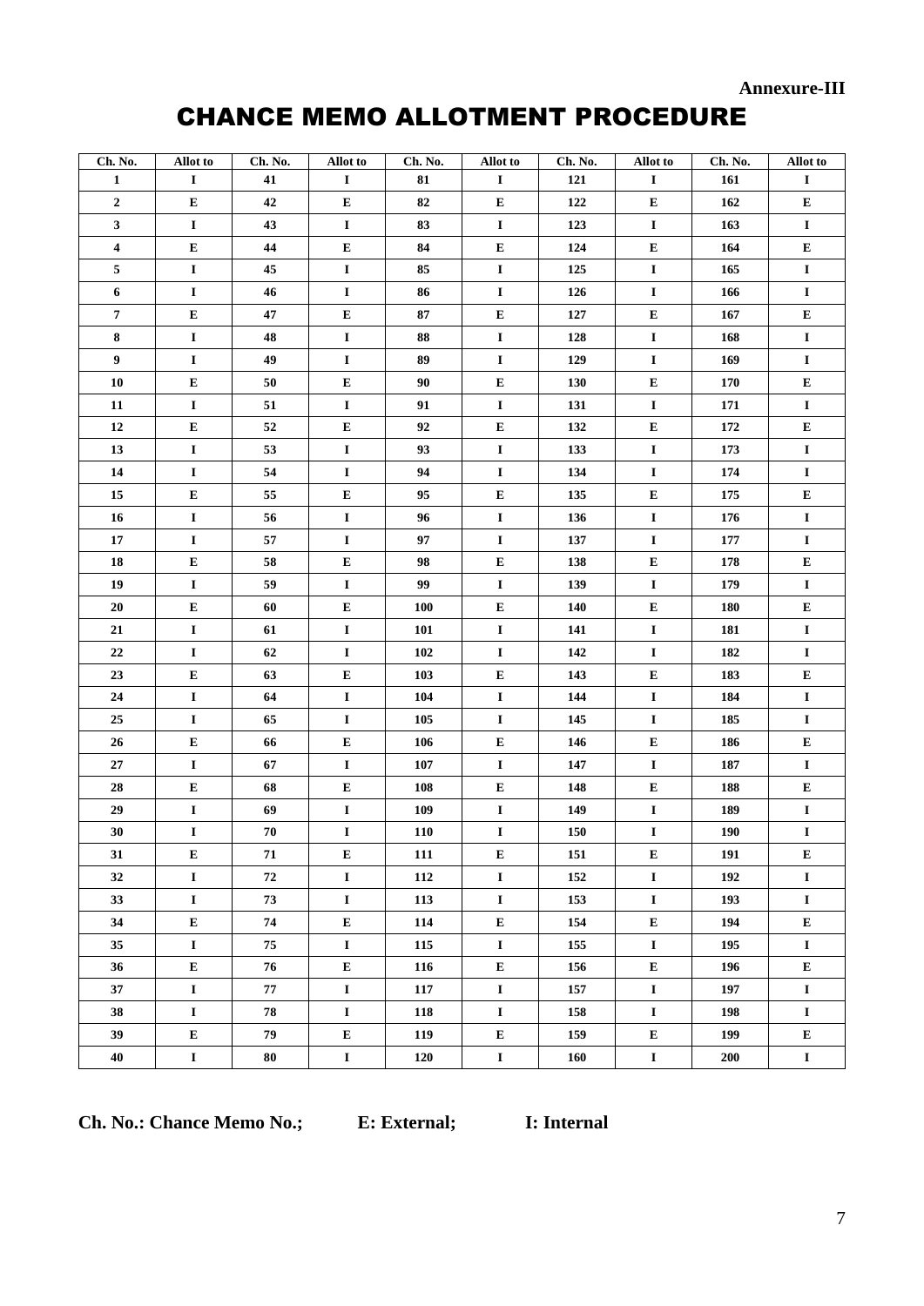**Annexure-III**

# CHANCE MEMO ALLOTMENT PROCEDURE

| Ch. No. | Allot to | Ch. No. | Allot to | Ch. No. | Allot to | Ch. No. | Allot to | Ch. No. | Allot to |
|---|---|---|---|---|---|---|---|---|---|
| 1 | I | 41 | I | 81 | I | 121 | I | 161 | I |
| 2 | E | 42 | E | 82 | E | 122 | E | 162 | E |
| 3 | I | 43 | I | 83 | I | 123 | I | 163 | I |
| 4 | E | 44 | E | 84 | E | 124 | E | 164 | E |
| 5 | I | 45 | I | 85 | I | 125 | I | 165 | I |
| 6 | I | 46 | I | 86 | I | 126 | I | 166 | I |
| 7 | E | 47 | E | 87 | E | 127 | E | 167 | E |
| 8 | I | 48 | I | 88 | I | 128 | I | 168 | I |
| 9 | I | 49 | I | 89 | I | 129 | I | 169 | I |
| 10 | E | 50 | E | 90 | E | 130 | E | 170 | E |
| 11 | I | 51 | I | 91 | I | 131 | I | 171 | I |
| 12 | E | 52 | E | 92 | E | 132 | E | 172 | E |
| 13 | I | 53 | I | 93 | I | 133 | I | 173 | I |
| 14 | I | 54 | I | 94 | I | 134 | I | 174 | I |
| 15 | E | 55 | E | 95 | E | 135 | E | 175 | E |
| 16 | I | 56 | I | 96 | I | 136 | I | 176 | I |
| 17 | I | 57 | I | 97 | I | 137 | I | 177 | I |
| 18 | E | 58 | E | 98 | E | 138 | E | 178 | E |
| 19 | I | 59 | I | 99 | I | 139 | I | 179 | I |
| 20 | E | 60 | E | 100 | E | 140 | E | 180 | E |
| 21 | I | 61 | I | 101 | I | 141 | I | 181 | I |
| 22 | I | 62 | I | 102 | I | 142 | I | 182 | I |
| 23 | E | 63 | E | 103 | E | 143 | E | 183 | E |
| 24 | I | 64 | I | 104 | I | 144 | I | 184 | I |
| 25 | I | 65 | I | 105 | I | 145 | I | 185 | I |
| 26 | E | 66 | E | 106 | E | 146 | E | 186 | E |
| 27 | I | 67 | I | 107 | I | 147 | I | 187 | I |
| 28 | E | 68 | E | 108 | E | 148 | E | 188 | E |
| 29 | I | 69 | I | 109 | I | 149 | I | 189 | I |
| 30 | I | 70 | I | 110 | I | 150 | I | 190 | I |
| 31 | E | 71 | E | 111 | E | 151 | E | 191 | E |
| 32 | I | 72 | I | 112 | I | 152 | I | 192 | I |
| 33 | I | 73 | I | 113 | I | 153 | I | 193 | I |
| 34 | E | 74 | E | 114 | E | 154 | E | 194 | E |
| 35 | I | 75 | I | 115 | I | 155 | I | 195 | I |
| 36 | E | 76 | E | 116 | E | 156 | E | 196 | E |
| 37 | I | 77 | I | 117 | I | 157 | I | 197 | I |
| 38 | I | 78 | I | 118 | I | 158 | I | 198 | I |
| 39 | E | 79 | E | 119 | E | 159 | E | 199 | E |
| 40 | I | 80 | I | 120 | I | 160 | I | 200 | I |

**Ch. No.: Chance Memo No.; E: External; I: Internal**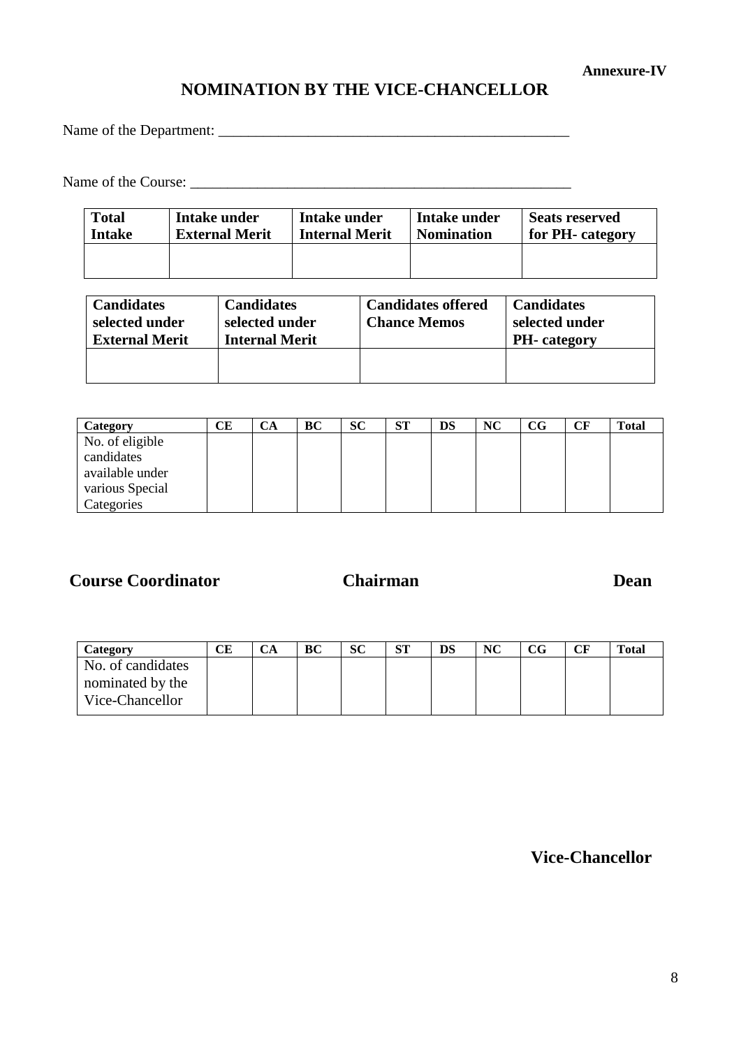**Annexure-IV**

# NOMINATION BY THE VICE-CHANCELLOR

Name of the Department: _______________________________________________

Name of the Course: ___________________________________________________

| Total Intake | Intake under External Merit | Intake under Internal Merit | Intake under Nomination | Seats reserved for PH- category |
|---|---|---|---|---|
| | | | | |

| Candidates selected under External Merit | Candidates selected under Internal Merit | Candidates offered Chance Memos | Candidates selected under PH- category |
|---|---|---|---|
| | | | |

| Category | CE | CA | BC | SC | ST | DS | NC | CG | CF | Total |
|---|---|---|---|---|---|---|---|---|---|---|
| No. of eligible candidates available under various Special Categories | | | | | | | | | | |

**Course Coordinator** **Chairman** **Dean**

| Category | CE | CA | BC | SC | ST | DS | NC | CG | CF | Total |
|---|---|---|---|---|---|---|---|---|---|---|
| No. of candidates nominated by the Vice-Chancellor | | | | | | | | | | |

**Vice-Chancellor**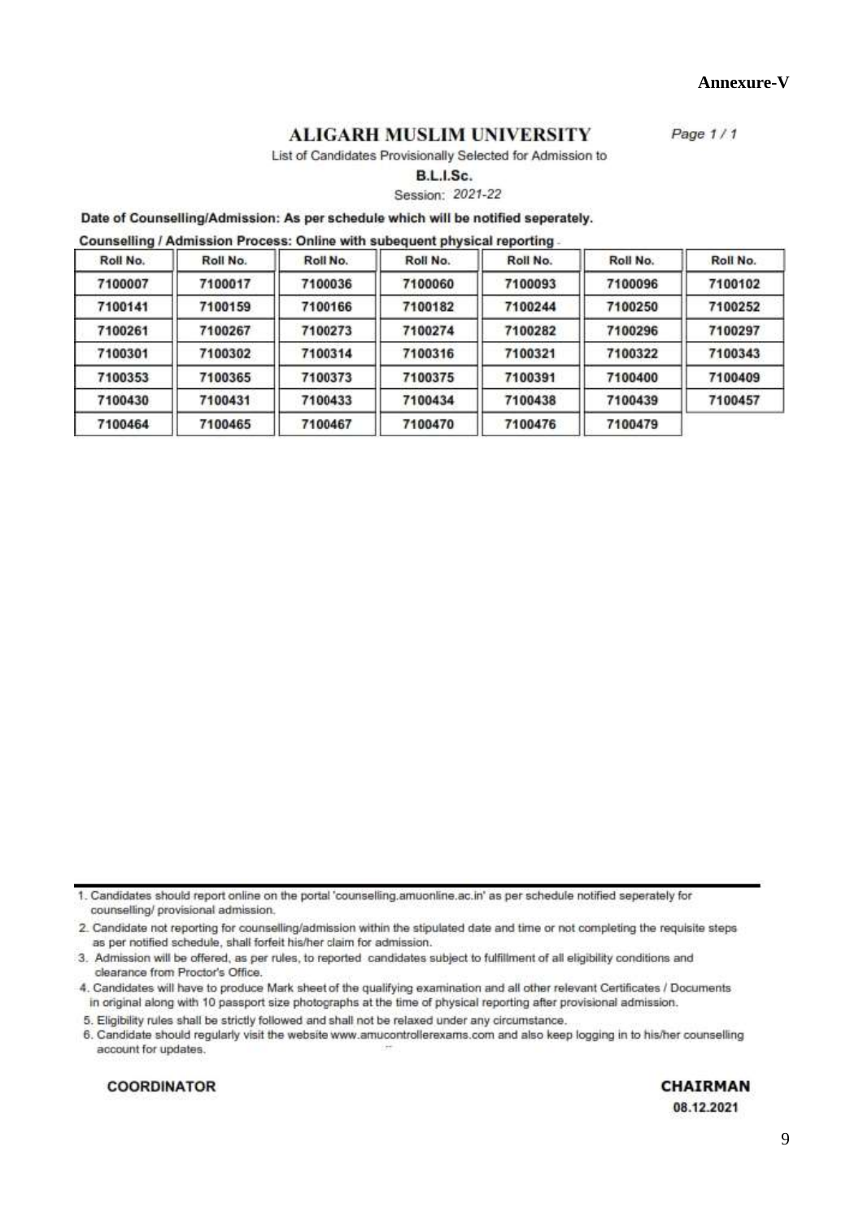**Annexure-V**

# ALIGARH MUSLIM UNIVERSITY

List of Candidates Provisionally Selected for Admission to

**B.L.I.Sc.**

Session: 2021-22

**Date of Counselling/Admission: As per schedule which will be notified seperately.**

**Counselling / Admission Process: Online with subequent physical reporting**

| Roll No. | Roll No. | Roll No. | Roll No. | Roll No. | Roll No. | Roll No. |
|---|---|---|---|---|---|---|
| 7100007 | 7100017 | 7100036 | 7100060 | 7100093 | 7100096 | 7100102 |
| 7100141 | 7100159 | 7100166 | 7100182 | 7100244 | 7100250 | 7100252 |
| 7100261 | 7100267 | 7100273 | 7100274 | 7100282 | 7100296 | 7100297 |
| 7100301 | 7100302 | 7100314 | 7100316 | 7100321 | 7100322 | 7100343 |
| 7100353 | 7100365 | 7100373 | 7100375 | 7100391 | 7100400 | 7100409 |
| 7100430 | 7100431 | 7100433 | 7100434 | 7100438 | 7100439 | 7100457 |
| 7100464 | 7100465 | 7100467 | 7100470 | 7100476 | 7100479 | |

1. Candidates should report online on the portal 'counselling.amuonline.ac.in' as per schedule notified seperately for counselling/ provisional admission.
2. Candidate not reporting for counselling/admission within the stipulated date and time or not completing the requisite steps as per notified schedule, shall forfeit his/her claim for admission.
3. Admission will be offered, as per rules, to reported candidates subject to fulfillment of all eligibility conditions and clearance from Proctor's Office.
4. Candidates will have to produce Mark sheet of the qualifying examination and all other relevant Certificates / Documents in original along with 10 passport size photographs at the time of physical reporting after provisional admission.
5. Eligibility rules shall be strictly followed and shall not be relaxed under any circumstance.
6. Candidate should regularly visit the website www.amucontrollerexams.com and also keep logging in to his/her counselling account for updates.

**COORDINATOR**

**CHAIRMAN**
08.12.2021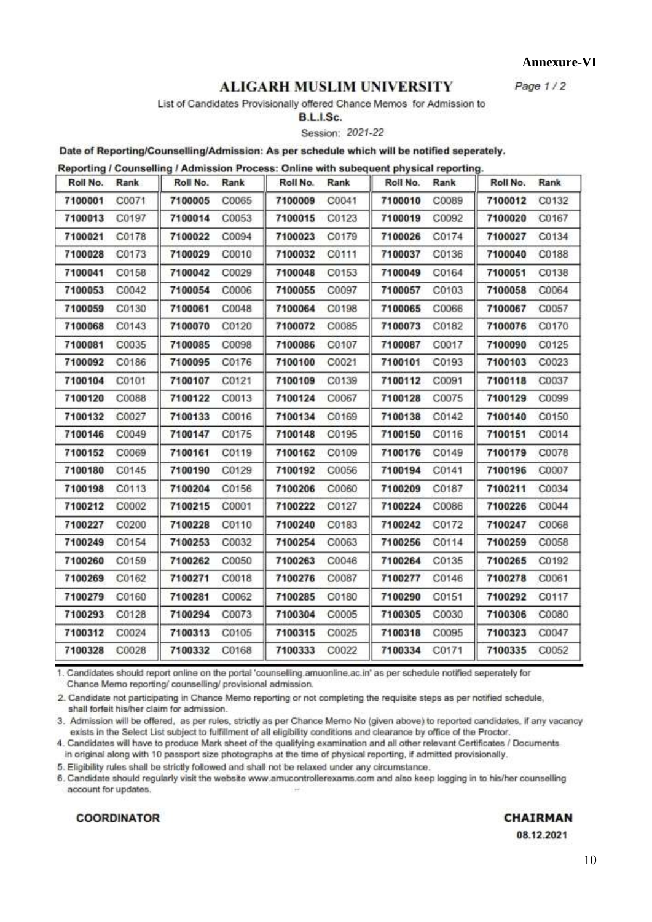**Annexure-VI**

# ALIGARH MUSLIM UNIVERSITY

Page 1 / 2

List of Candidates Provisionally offered Chance Memos for Admission to

**B.L.I.Sc.**

Session: 2021-22

**Date of Reporting/Counselling/Admission: As per schedule which will be notified seperately.**

**Reporting / Counselling / Admission Process: Online with subequent physical reporting.**

| Roll No. | Rank | Roll No. | Rank | Roll No. | Rank | Roll No. | Rank | Roll No. | Rank |
|---|---|---|---|---|---|---|---|---|---|
| 7100001 | C0071 | 7100005 | C0065 | 7100009 | C0041 | 7100010 | C0089 | 7100012 | C0132 |
| 7100013 | C0197 | 7100014 | C0053 | 7100015 | C0123 | 7100019 | C0092 | 7100020 | C0167 |
| 7100021 | C0178 | 7100022 | C0094 | 7100023 | C0179 | 7100026 | C0174 | 7100027 | C0134 |
| 7100028 | C0173 | 7100029 | C0010 | 7100032 | C0111 | 7100037 | C0136 | 7100040 | C0188 |
| 7100041 | C0158 | 7100042 | C0029 | 7100048 | C0153 | 7100049 | C0164 | 7100051 | C0138 |
| 7100053 | C0042 | 7100054 | C0006 | 7100055 | C0097 | 7100057 | C0103 | 7100058 | C0064 |
| 7100059 | C0130 | 7100061 | C0048 | 7100064 | C0198 | 7100065 | C0066 | 7100067 | C0057 |
| 7100068 | C0143 | 7100070 | C0120 | 7100072 | C0085 | 7100073 | C0182 | 7100076 | C0170 |
| 7100081 | C0035 | 7100085 | C0098 | 7100086 | C0107 | 7100087 | C0017 | 7100090 | C0125 |
| 7100092 | C0186 | 7100095 | C0176 | 7100100 | C0021 | 7100101 | C0193 | 7100103 | C0023 |
| 7100104 | C0101 | 7100107 | C0121 | 7100109 | C0139 | 7100112 | C0091 | 7100118 | C0037 |
| 7100120 | C0088 | 7100122 | C0013 | 7100124 | C0067 | 7100128 | C0075 | 7100129 | C0099 |
| 7100132 | C0027 | 7100133 | C0016 | 7100134 | C0169 | 7100138 | C0142 | 7100140 | C0150 |
| 7100146 | C0049 | 7100147 | C0175 | 7100148 | C0195 | 7100150 | C0116 | 7100151 | C0014 |
| 7100152 | C0069 | 7100161 | C0119 | 7100162 | C0109 | 7100176 | C0149 | 7100179 | C0078 |
| 7100180 | C0145 | 7100190 | C0129 | 7100192 | C0056 | 7100194 | C0141 | 7100196 | C0007 |
| 7100198 | C0113 | 7100204 | C0156 | 7100206 | C0060 | 7100209 | C0187 | 7100211 | C0034 |
| 7100212 | C0002 | 7100215 | C0001 | 7100222 | C0127 | 7100224 | C0086 | 7100226 | C0044 |
| 7100227 | C0200 | 7100228 | C0110 | 7100240 | C0183 | 7100242 | C0172 | 7100247 | C0068 |
| 7100249 | C0154 | 7100253 | C0032 | 7100254 | C0063 | 7100256 | C0114 | 7100259 | C0058 |
| 7100260 | C0159 | 7100262 | C0050 | 7100263 | C0046 | 7100264 | C0135 | 7100265 | C0192 |
| 7100269 | C0162 | 7100271 | C0018 | 7100276 | C0087 | 7100277 | C0146 | 7100278 | C0061 |
| 7100279 | C0160 | 7100281 | C0062 | 7100285 | C0180 | 7100290 | C0151 | 7100292 | C0117 |
| 7100293 | C0128 | 7100294 | C0073 | 7100304 | C0005 | 7100305 | C0030 | 7100306 | C0080 |
| 7100312 | C0024 | 7100313 | C0105 | 7100315 | C0025 | 7100318 | C0095 | 7100323 | C0047 |
| 7100328 | C0028 | 7100332 | C0168 | 7100333 | C0022 | 7100334 | C0171 | 7100335 | C0052 |

1. Candidates should report online on the portal 'counselling.amuonline.ac.in' as per schedule notified seperately for Chance Memo reporting/ counselling/ provisional admission.
2. Candidate not participating in Chance Memo reporting or not completing the requisite steps as per notified schedule, shall forfeit his/her claim for admission.
3. Admission will be offered, as per rules, strictly as per Chance Memo No (given above) to reported candidates, if any vacancy exists in the Select List subject to fulfillment of all eligibility conditions and clearance by office of the Proctor.
4. Candidates will have to produce Mark sheet of the qualifying examination and all other relevant Certificates / Documents in original along with 10 passport size photographs at the time of physical reporting, if admitted provisionally.
5. Eligibility rules shall be strictly followed and shall not be relaxed under any circumstance.
6. Candidate should regularly visit the website www.amucontrollerexams.com and also keep logging in to his/her counselling account for updates.

**COORDINATOR**

**CHAIRMAN**

**08.12.2021**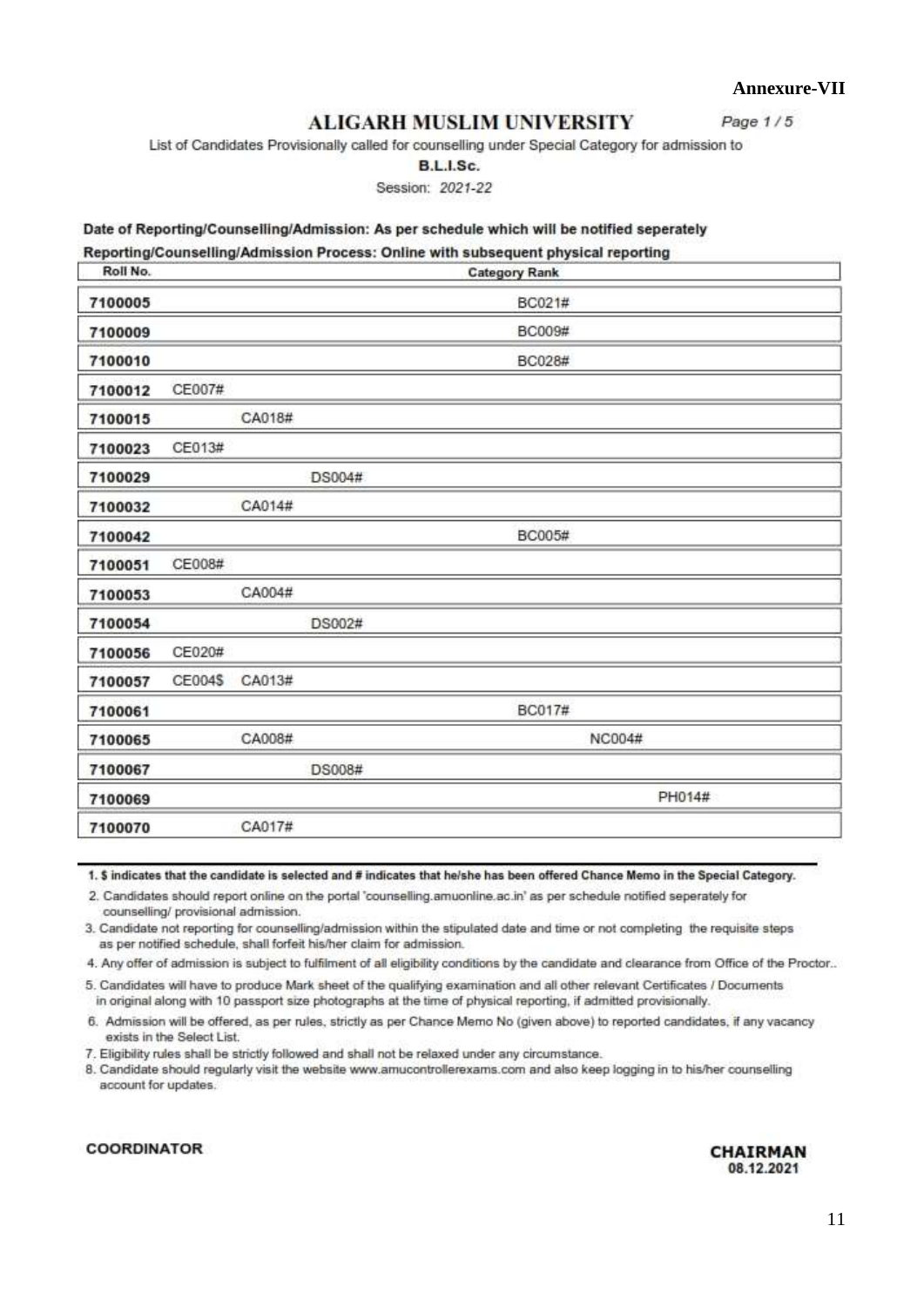**Annexure-VII**

# ALIGARH MUSLIM UNIVERSITY

List of Candidates Provisionally called for counselling under Special Category for admission to

**B.L.I.Sc.**

Session: 2021-22

**Date of Reporting/Counselling/Admission: As per schedule which will be notified seperately**

**Reporting/Counselling/Admission Process: Online with subsequent physical reporting**

| Roll No. | Category Rank | | | | | |
|---|---|---|---|---|---|---|
| 7100005 | | | | BC021# | | |
| 7100009 | | | | BC009# | | |
| 7100010 | | | | BC028# | | |
| 7100012 | CE007# | | | | | |
| 7100015 | | CA018# | | | | |
| 7100023 | CE013# | | | | | |
| 7100029 | | | DS004# | | | |
| 7100032 | | CA014# | | | | |
| 7100042 | | | | BC005# | | |
| 7100051 | CE008# | | | | | |
| 7100053 | | CA004# | | | | |
| 7100054 | | | DS002# | | | |
| 7100056 | CE020# | | | | | |
| 7100057 | CE004$ | CA013# | | | | |
| 7100061 | | | | BC017# | | |
| 7100065 | | CA008# | | | NC004# | |
| 7100067 | | | DS008# | | | |
| 7100069 | | | | | | PH014# |
| 7100070 | | CA017# | | | | |

**1. $ indicates that the candidate is selected and # indicates that he/she has been offered Chance Memo in the Special Category.**

2. Candidates should report online on the portal 'counselling.amuonline.ac.in' as per schedule notified seperately for counselling/ provisional admission.

3. Candidate not reporting for counselling/admission within the stipulated date and time or not completing the requisite steps as per notified schedule, shall forfeit his/her claim for admission.

4. Any offer of admission is subject to fulfilment of all eligibility conditions by the candidate and clearance from Office of the Proctor..

5. Candidates will have to produce Mark sheet of the qualifying examination and all other relevant Certificates / Documents in original along with 10 passport size photographs at the time of physical reporting, if admitted provisionally.

6. Admission will be offered, as per rules, strictly as per Chance Memo No (given above) to reported candidates, if any vacancy exists in the Select List.

7. Eligibility rules shall be strictly followed and shall not be relaxed under any circumstance.

8. Candidate should regularly visit the website www.amucontrollerexams.com and also keep logging in to his/her counselling account for updates.

**COORDINATOR**

**CHAIRMAN**
**08.12.2021**